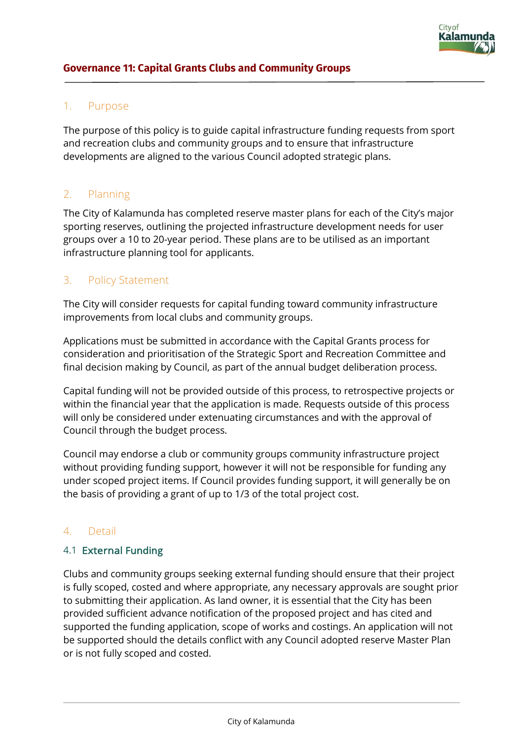# Governance 11: Capital Grants Clubs and Community Groups

## 1. Purpose

The purpose of this policy is to guide capital infrastructure funding requests from sport and recreation clubs and community groups and to ensure that infrastructure developments are aligned to the various Council adopted strategic plans.

## 2. Planning

The City of Kalamunda has completed reserve master plans for each of the City's major sporting reserves, outlining the projected infrastructure development needs for user groups over a 10 to 20-year period. These plans are to be utilised as an important infrastructure planning tool for applicants.

## 3. Policy Statement

The City will consider requests for capital funding toward community infrastructure improvements from local clubs and community groups.

Applications must be submitted in accordance with the Capital Grants process for consideration and prioritisation of the Strategic Sport and Recreation Committee and final decision making by Council, as part of the annual budget deliberation process.

Capital funding will not be provided outside of this process, to retrospective projects or within the financial year that the application is made. Requests outside of this process will only be considered under extenuating circumstances and with the approval of Council through the budget process.

Council may endorse a club or community groups community infrastructure project without providing funding support, however it will not be responsible for funding any under scoped project items. If Council provides funding support, it will generally be on the basis of providing a grant of up to 1/3 of the total project cost.

## 4. Detail

### 4.1 External Funding

Clubs and community groups seeking external funding should ensure that their project is fully scoped, costed and where appropriate, any necessary approvals are sought prior to submitting their application. As land owner, it is essential that the City has been provided sufficient advance notification of the proposed project and has cited and supported the funding application, scope of works and costings. An application will not be supported should the details conflict with any Council adopted reserve Master Plan or is not fully scoped and costed.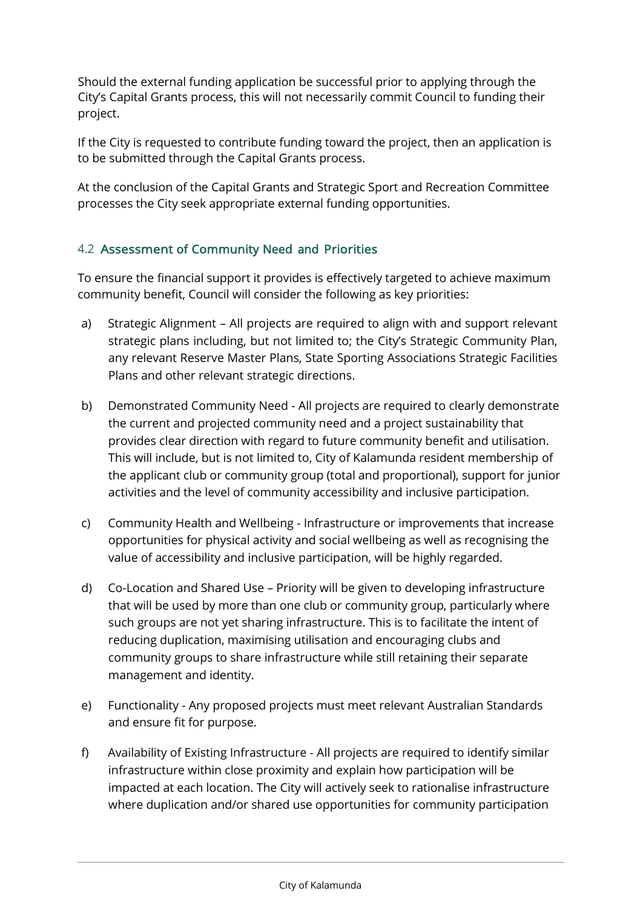Should the external funding application be successful prior to applying through the City's Capital Grants process, this will not necessarily commit Council to funding their project.

If the City is requested to contribute funding toward the project, then an application is to be submitted through the Capital Grants process.

At the conclusion of the Capital Grants and Strategic Sport and Recreation Committee processes the City seek appropriate external funding opportunities.

### 4.2 Assessment of Community Need and Priorities

To ensure the financial support it provides is effectively targeted to achieve maximum community benefit, Council will consider the following as key priorities:

a) Strategic Alignment – All projects are required to align with and support relevant strategic plans including, but not limited to; the City's Strategic Community Plan, any relevant Reserve Master Plans, State Sporting Associations Strategic Facilities Plans and other relevant strategic directions.

b) Demonstrated Community Need - All projects are required to clearly demonstrate the current and projected community need and a project sustainability that provides clear direction with regard to future community benefit and utilisation. This will include, but is not limited to, City of Kalamunda resident membership of the applicant club or community group (total and proportional), support for junior activities and the level of community accessibility and inclusive participation.

c) Community Health and Wellbeing - Infrastructure or improvements that increase opportunities for physical activity and social wellbeing as well as recognising the value of accessibility and inclusive participation, will be highly regarded.

d) Co-Location and Shared Use – Priority will be given to developing infrastructure that will be used by more than one club or community group, particularly where such groups are not yet sharing infrastructure. This is to facilitate the intent of reducing duplication, maximising utilisation and encouraging clubs and community groups to share infrastructure while still retaining their separate management and identity.

e) Functionality - Any proposed projects must meet relevant Australian Standards and ensure fit for purpose.

f) Availability of Existing Infrastructure - All projects are required to identify similar infrastructure within close proximity and explain how participation will be impacted at each location. The City will actively seek to rationalise infrastructure where duplication and/or shared use opportunities for community participation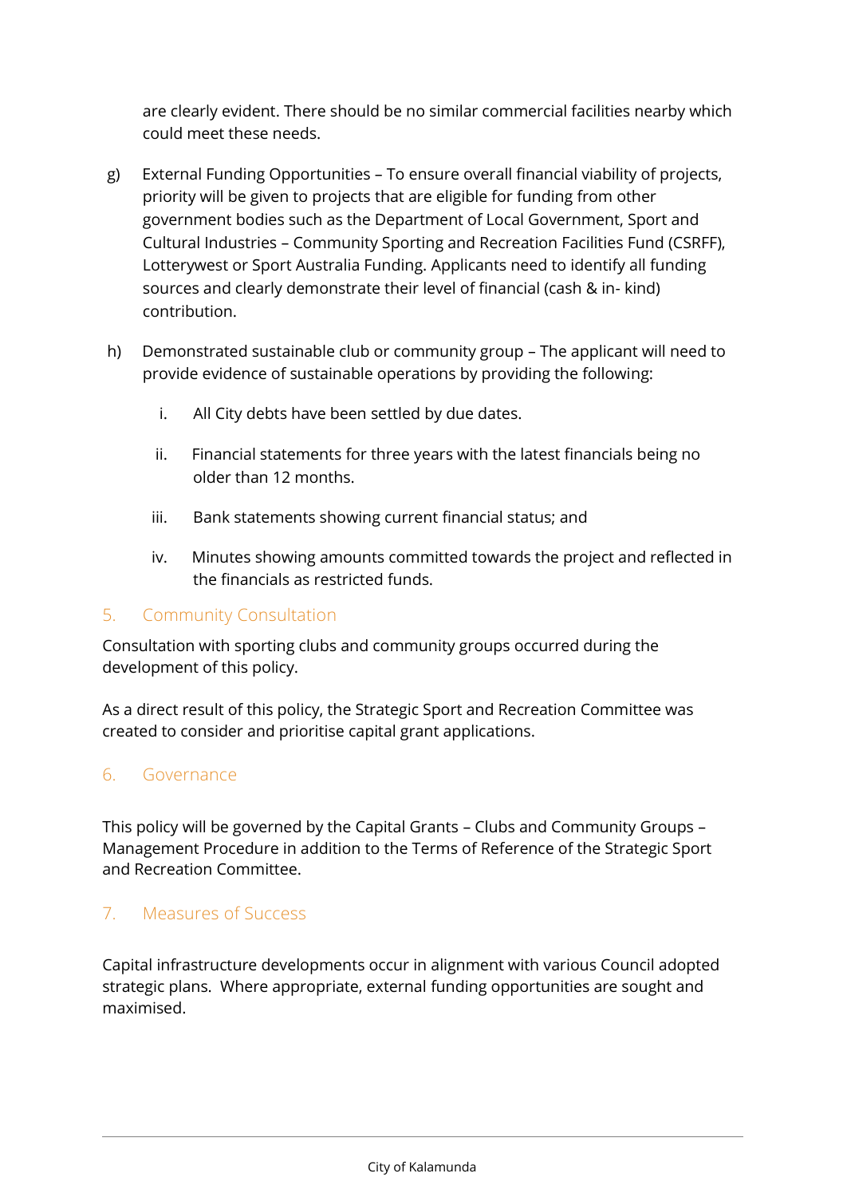are clearly evident. There should be no similar commercial facilities nearby which could meet these needs.

g) External Funding Opportunities – To ensure overall financial viability of projects, priority will be given to projects that are eligible for funding from other government bodies such as the Department of Local Government, Sport and Cultural Industries – Community Sporting and Recreation Facilities Fund (CSRFF), Lotterywest or Sport Australia Funding. Applicants need to identify all funding sources and clearly demonstrate their level of financial (cash & in- kind) contribution.

h) Demonstrated sustainable club or community group – The applicant will need to provide evidence of sustainable operations by providing the following:

   i. All City debts have been settled by due dates.

   ii. Financial statements for three years with the latest financials being no older than 12 months.

   iii. Bank statements showing current financial status; and

   iv. Minutes showing amounts committed towards the project and reflected in the financials as restricted funds.

## 5. Community Consultation

Consultation with sporting clubs and community groups occurred during the development of this policy.

As a direct result of this policy, the Strategic Sport and Recreation Committee was created to consider and prioritise capital grant applications.

## 6. Governance

This policy will be governed by the Capital Grants – Clubs and Community Groups – Management Procedure in addition to the Terms of Reference of the Strategic Sport and Recreation Committee.

## 7. Measures of Success

Capital infrastructure developments occur in alignment with various Council adopted strategic plans. Where appropriate, external funding opportunities are sought and maximised.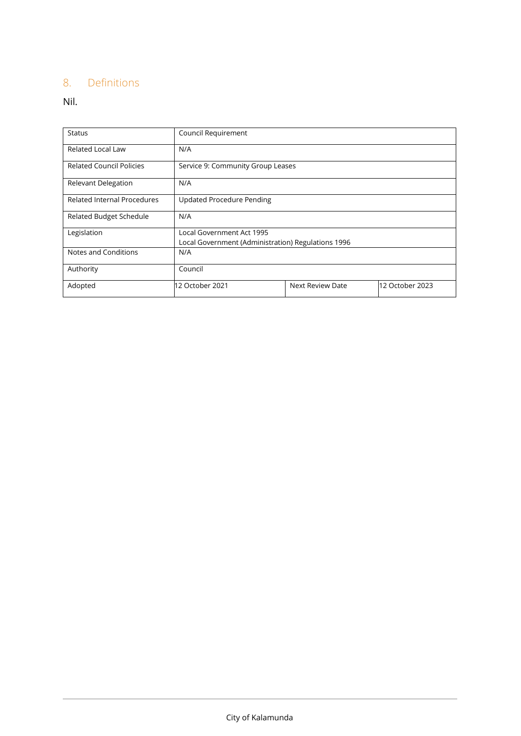## 8. Definitions

Nil.

| | | | |
|---|---|---|---|
| Status | Council Requirement | | |
| Related Local Law | N/A | | |
| Related Council Policies | Service 9: Community Group Leases | | |
| Relevant Delegation | N/A | | |
| Related Internal Procedures | Updated Procedure Pending | | |
| Related Budget Schedule | N/A | | |
| Legislation | Local Government Act 1995<br>Local Government (Administration) Regulations 1996 | | |
| Notes and Conditions | N/A | | |
| Authority | Council | | |
| Adopted | 12 October 2021 | Next Review Date | 12 October 2023 |